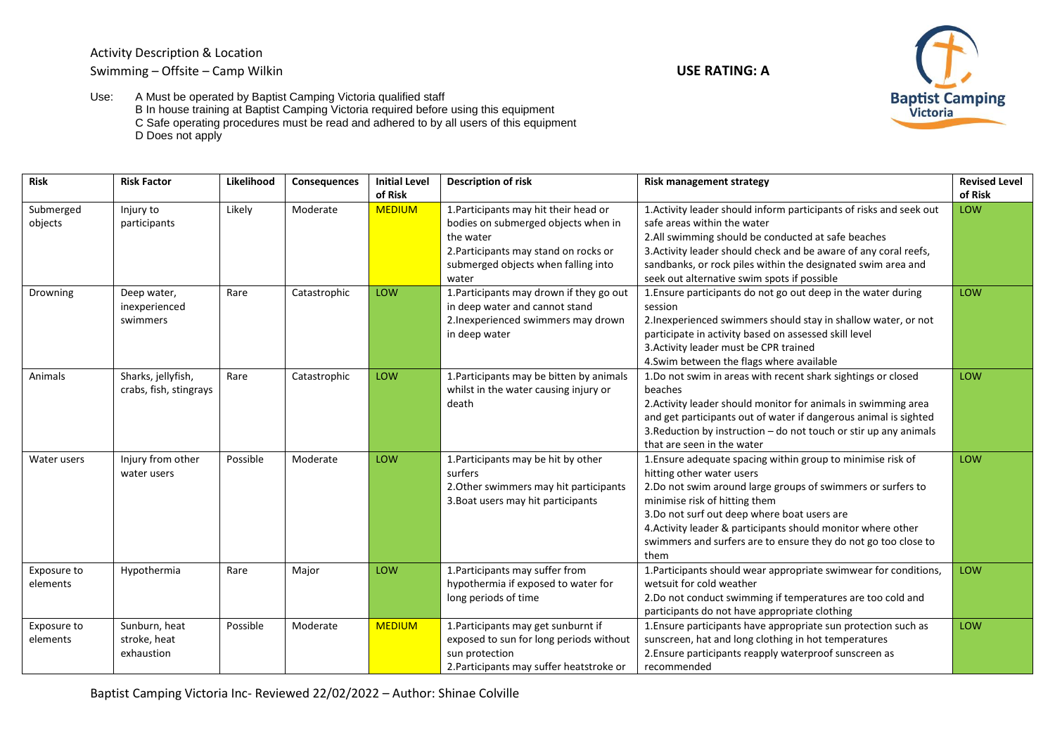Activity Description & Location

Swimming – Offsite – Camp Wilkin

**USE RATING: A**

Use: A Must be operated by Baptist Camping Victoria qualified staff
B In house training at Baptist Camping Victoria required before using this equipment
C Safe operating procedures must be read and adhered to by all users of this equipment
D Does not apply

| Risk | Risk Factor | Likelihood | Consequences | Initial Level of Risk | Description of risk | Risk management strategy | Revised Level of Risk |
|---|---|---|---|---|---|---|---|
| Submerged objects | Injury to participants | Likely | Moderate | MEDIUM | 1.Participants may hit their head or bodies on submerged objects when in the water<br>2.Participants may stand on rocks or submerged objects when falling into water | 1.Activity leader should inform participants of risks and seek out safe areas within the water<br>2.All swimming should be conducted at safe beaches<br>3.Activity leader should check and be aware of any coral reefs, sandbanks, or rock piles within the designated swim area and seek out alternative swim spots if possible | LOW |
| Drowning | Deep water, inexperienced swimmers | Rare | Catastrophic | LOW | 1.Participants may drown if they go out in deep water and cannot stand<br>2.Inexperienced swimmers may drown in deep water | 1.Ensure participants do not go out deep in the water during session<br>2.Inexperienced swimmers should stay in shallow water, or not participate in activity based on assessed skill level<br>3.Activity leader must be CPR trained<br>4.Swim between the flags where available | LOW |
| Animals | Sharks, jellyfish, crabs, fish, stingrays | Rare | Catastrophic | LOW | 1.Participants may be bitten by animals whilst in the water causing injury or death | 1.Do not swim in areas with recent shark sightings or closed beaches<br>2.Activity leader should monitor for animals in swimming area and get participants out of water if dangerous animal is sighted<br>3.Reduction by instruction – do not touch or stir up any animals that are seen in the water | LOW |
| Water users | Injury from other water users | Possible | Moderate | LOW | 1.Participants may be hit by other surfers<br>2.Other swimmers may hit participants<br>3.Boat users may hit participants | 1.Ensure adequate spacing within group to minimise risk of hitting other water users<br>2.Do not swim around large groups of swimmers or surfers to minimise risk of hitting them<br>3.Do not surf out deep where boat users are<br>4.Activity leader & participants should monitor where other swimmers and surfers are to ensure they do not go too close to them | LOW |
| Exposure to elements | Hypothermia | Rare | Major | LOW | 1.Participants may suffer from hypothermia if exposed to water for long periods of time | 1.Participants should wear appropriate swimwear for conditions, wetsuit for cold weather<br>2.Do not conduct swimming if temperatures are too cold and participants do not have appropriate clothing | LOW |
| Exposure to elements | Sunburn, heat stroke, heat exhaustion | Possible | Moderate | MEDIUM | 1.Participants may get sunburnt if exposed to sun for long periods without sun protection<br>2.Participants may suffer heatstroke or | 1.Ensure participants have appropriate sun protection such as sunscreen, hat and long clothing in hot temperatures<br>2.Ensure participants reapply waterproof sunscreen as recommended | LOW |

Baptist Camping Victoria Inc- Reviewed 22/02/2022 – Author: Shinae Colville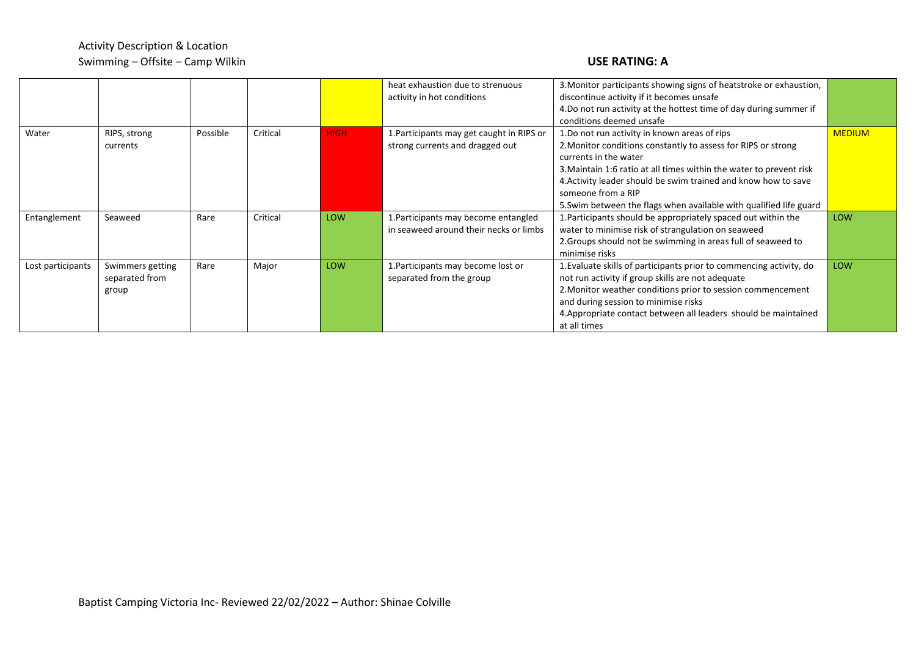Activity Description & Location

Swimming – Offsite – Camp Wilkin

**USE RATING: A**

| | | | | | | | |
|---|---|---|---|---|---|---|---|
| | | | | | heat exhaustion due to strenuous activity in hot conditions | 3.Monitor participants showing signs of heatstroke or exhaustion, discontinue activity if it becomes unsafe<br>4.Do not run activity at the hottest time of day during summer if conditions deemed unsafe | |
| Water | RIPS, strong currents | Possible | Critical | HIGH | 1.Participants may get caught in RIPS or strong currents and dragged out | 1.Do not run activity in known areas of rips<br>2.Monitor conditions constantly to assess for RIPS or strong currents in the water<br>3.Maintain 1:6 ratio at all times within the water to prevent risk<br>4.Activity leader should be swim trained and know how to save someone from a RIP<br>5.Swim between the flags when available with qualified life guard | MEDIUM |
| Entanglement | Seaweed | Rare | Critical | LOW | 1.Participants may become entangled in seaweed around their necks or limbs | 1.Participants should be appropriately spaced out within the water to minimise risk of strangulation on seaweed<br>2.Groups should not be swimming in areas full of seaweed to minimise risks | LOW |
| Lost participants | Swimmers getting separated from group | Rare | Major | LOW | 1.Participants may become lost or separated from the group | 1.Evaluate skills of participants prior to commencing activity, do not run activity if group skills are not adequate<br>2.Monitor weather conditions prior to session commencement and during session to minimise risks<br>4.Appropriate contact between all leaders should be maintained at all times | LOW |

Baptist Camping Victoria Inc- Reviewed 22/02/2022 – Author: Shinae Colville